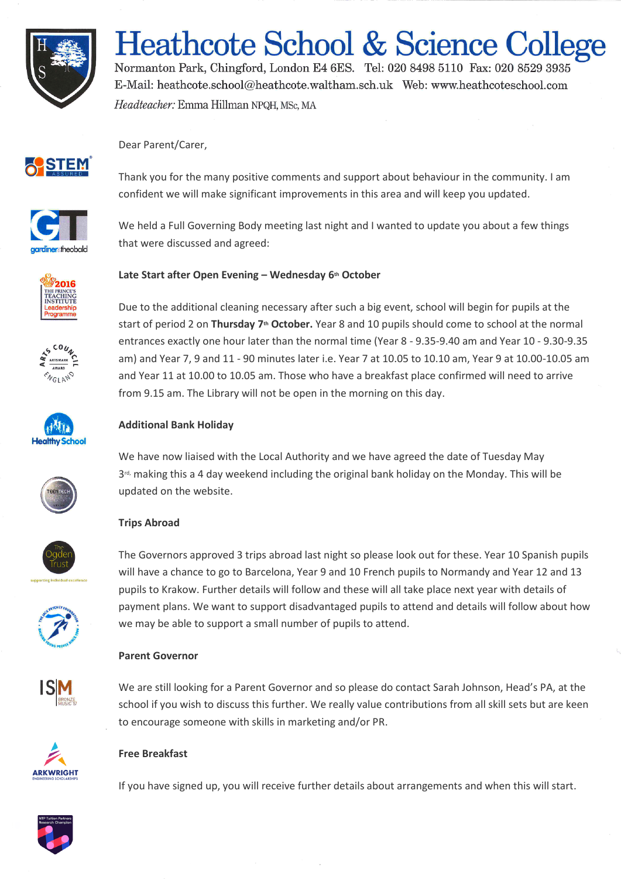# Heathcote School & Science College

Normanton Park, Chingford, London E4 6ES. Tel: 020 8498 5110 Fax: 020 8529 3935
E-Mail: heathcote.school@heathcote.waltham.sch.uk Web: www.heathcoteschool.com
*Headteacher:* Emma Hillman NPQH, MSc, MA

Dear Parent/Carer,

Thank you for the many positive comments and support about behaviour in the community. I am confident we will make significant improvements in this area and will keep you updated.

We held a Full Governing Body meeting last night and I wanted to update you about a few things that were discussed and agreed:

**Late Start after Open Evening – Wednesday 6th October**

Due to the additional cleaning necessary after such a big event, school will begin for pupils at the start of period 2 on **Thursday 7th October.** Year 8 and 10 pupils should come to school at the normal entrances exactly one hour later than the normal time (Year 8 - 9.35-9.40 am and Year 10 - 9.30-9.35 am) and Year 7, 9 and 11 - 90 minutes later i.e. Year 7 at 10.05 to 10.10 am, Year 9 at 10.00-10.05 am and Year 11 at 10.00 to 10.05 am. Those who have a breakfast place confirmed will need to arrive from 9.15 am. The Library will not be open in the morning on this day.

**Additional Bank Holiday**

We have now liaised with the Local Authority and we have agreed the date of Tuesday May 3rd, making this a 4 day weekend including the original bank holiday on the Monday. This will be updated on the website.

**Trips Abroad**

The Governors approved 3 trips abroad last night so please look out for these. Year 10 Spanish pupils will have a chance to go to Barcelona, Year 9 and 10 French pupils to Normandy and Year 12 and 13 pupils to Krakow. Further details will follow and these will all take place next year with details of payment plans. We want to support disadvantaged pupils to attend and details will follow about how we may be able to support a small number of pupils to attend.

**Parent Governor**

We are still looking for a Parent Governor and so please do contact Sarah Johnson, Head's PA, at the school if you wish to discuss this further. We really value contributions from all skill sets but are keen to encourage someone with skills in marketing and/or PR.

**Free Breakfast**

If you have signed up, you will receive further details about arrangements and when this will start.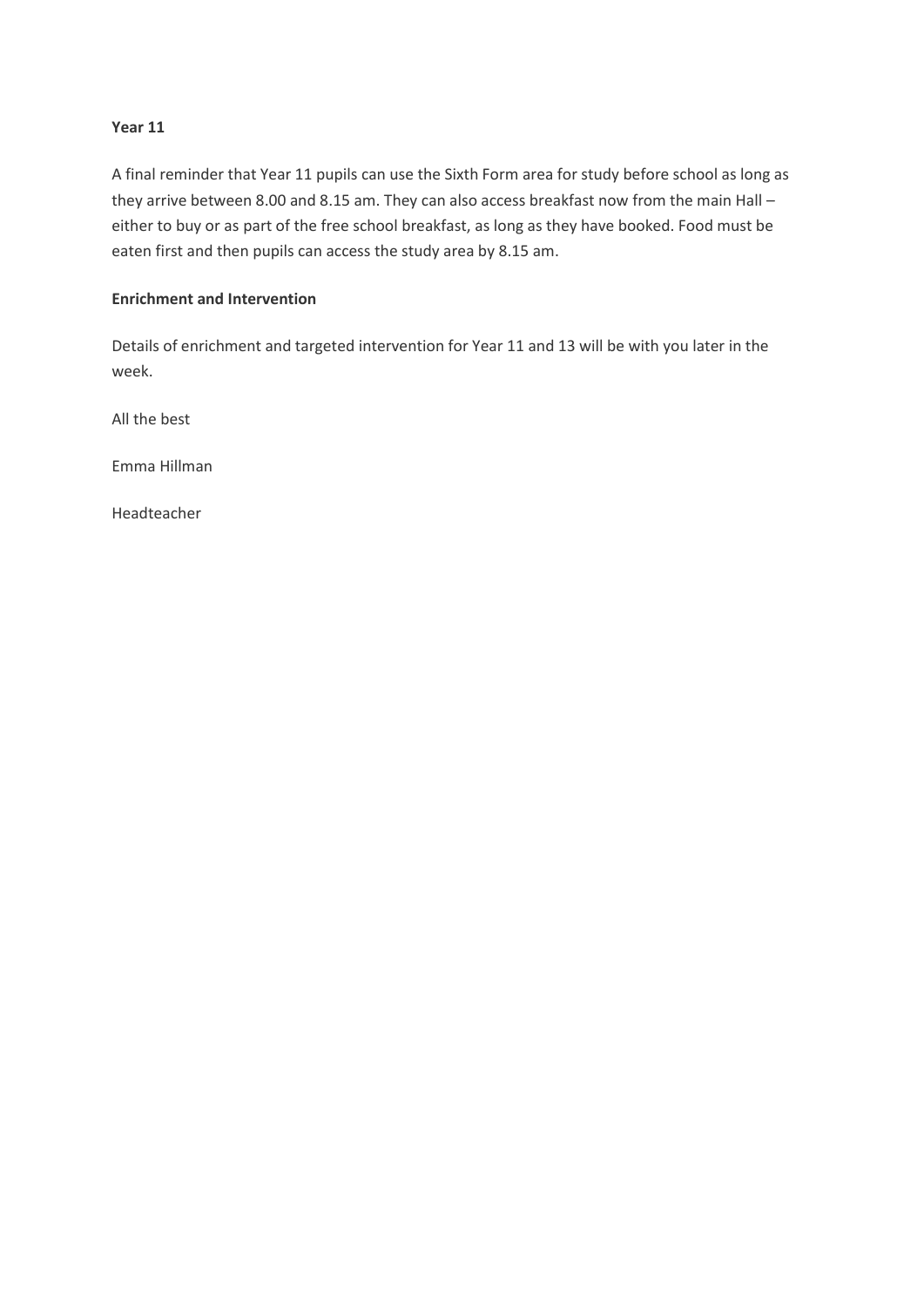**Year 11**

A final reminder that Year 11 pupils can use the Sixth Form area for study before school as long as they arrive between 8.00 and 8.15 am. They can also access breakfast now from the main Hall – either to buy or as part of the free school breakfast, as long as they have booked. Food must be eaten first and then pupils can access the study area by 8.15 am.

**Enrichment and Intervention**

Details of enrichment and targeted intervention for Year 11 and 13 will be with you later in the week.

All the best

Emma Hillman

Headteacher